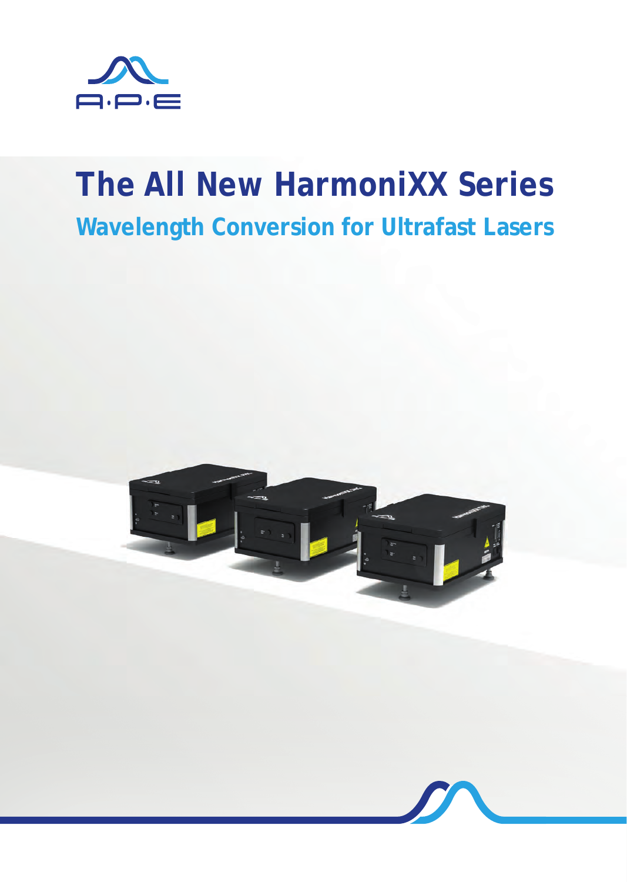A·P·E

# The All New HarmoniXX Series

## Wavelength Conversion for Ultrafast Lasers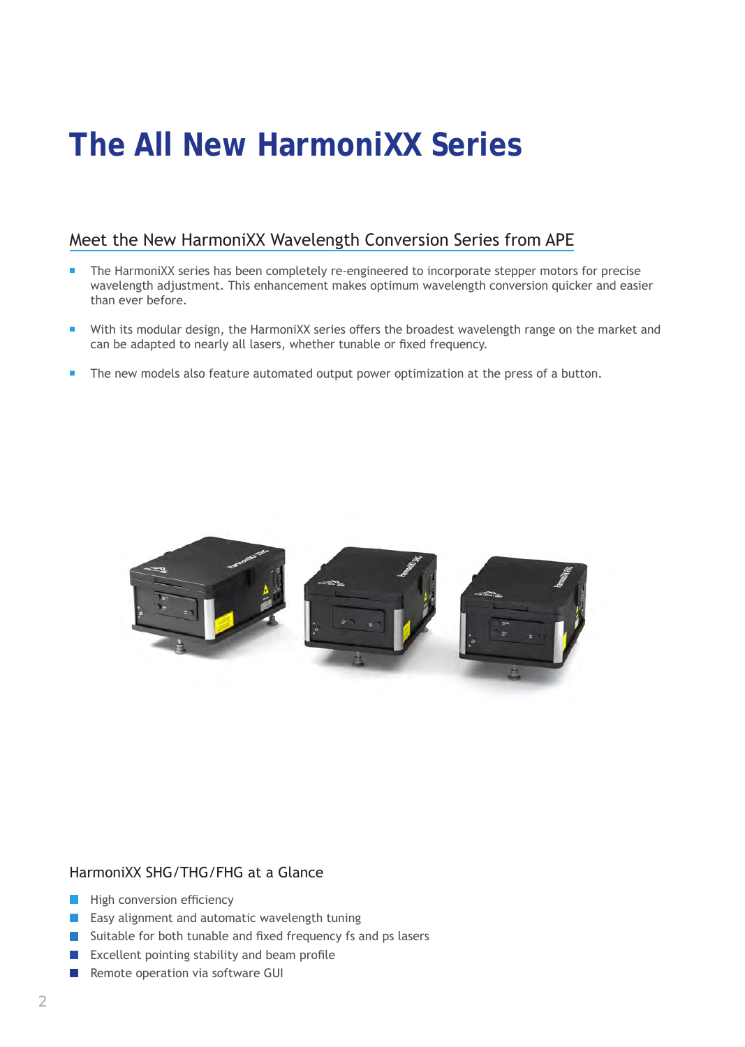# The All New HarmoniXX Series

## Meet the New HarmoniXX Wavelength Conversion Series from APE

- The HarmoniXX series has been completely re-engineered to incorporate stepper motors for precise wavelength adjustment. This enhancement makes optimum wavelength conversion quicker and easier than ever before.
- With its modular design, the HarmoniXX series offers the broadest wavelength range on the market and can be adapted to nearly all lasers, whether tunable or fixed frequency.
- The new models also feature automated output power optimization at the press of a button.

### HarmoniXX SHG/THG/FHG at a Glance

- High conversion efficiency
- Easy alignment and automatic wavelength tuning
- Suitable for both tunable and fixed frequency fs and ps lasers
- Excellent pointing stability and beam profile
- Remote operation via software GUI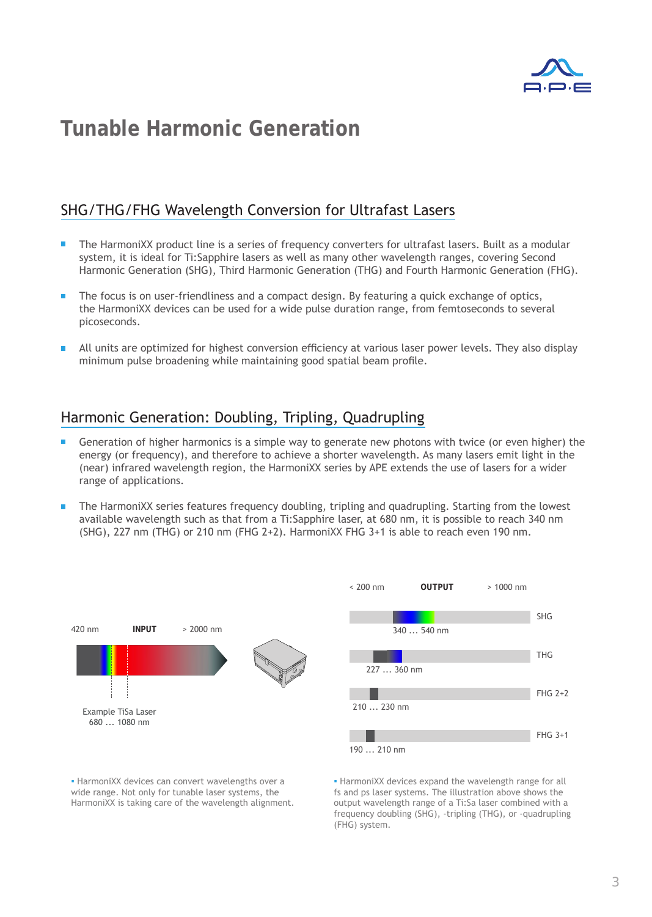# Tunable Harmonic Generation

## SHG/THG/FHG Wavelength Conversion for Ultrafast Lasers

- The HarmoniXX product line is a series of frequency converters for ultrafast lasers. Built as a modular system, it is ideal for Ti:Sapphire lasers as well as many other wavelength ranges, covering Second Harmonic Generation (SHG), Third Harmonic Generation (THG) and Fourth Harmonic Generation (FHG).
- The focus is on user-friendliness and a compact design. By featuring a quick exchange of optics, the HarmoniXX devices can be used for a wide pulse duration range, from femtoseconds to several picoseconds.
- All units are optimized for highest conversion efficiency at various laser power levels. They also display minimum pulse broadening while maintaining good spatial beam profile.

## Harmonic Generation: Doubling, Tripling, Quadrupling

- Generation of higher harmonics is a simple way to generate new photons with twice (or even higher) the energy (or frequency), and therefore to achieve a shorter wavelength. As many lasers emit light in the (near) infrared wavelength region, the HarmoniXX series by APE extends the use of lasers for a wider range of applications.
- The HarmoniXX series features frequency doubling, tripling and quadrupling. Starting from the lowest available wavelength such as that from a Ti:Sapphire laser, at 680 nm, it is possible to reach 340 nm (SHG), 227 nm (THG) or 210 nm (FHG 2+2). HarmoniXX FHG 3+1 is able to reach even 190 nm.

420 nm **INPUT** > 2000 nm

Example TiSa Laser
680 ... 1080 nm

< 200 nm **OUTPUT** > 1000 nm

SHG: 340 ... 540 nm

THG: 227 ... 360 nm

FHG 2+2: 210 ... 230 nm

FHG 3+1: 190 ... 210 nm

- HarmoniXX devices can convert wavelengths over a wide range. Not only for tunable laser systems, the HarmoniXX is taking care of the wavelength alignment.

- HarmoniXX devices expand the wavelength range for all fs and ps laser systems. The illustration above shows the output wavelength range of a Ti:Sa laser combined with a frequency doubling (SHG), -tripling (THG), or -quadrupling (FHG) system.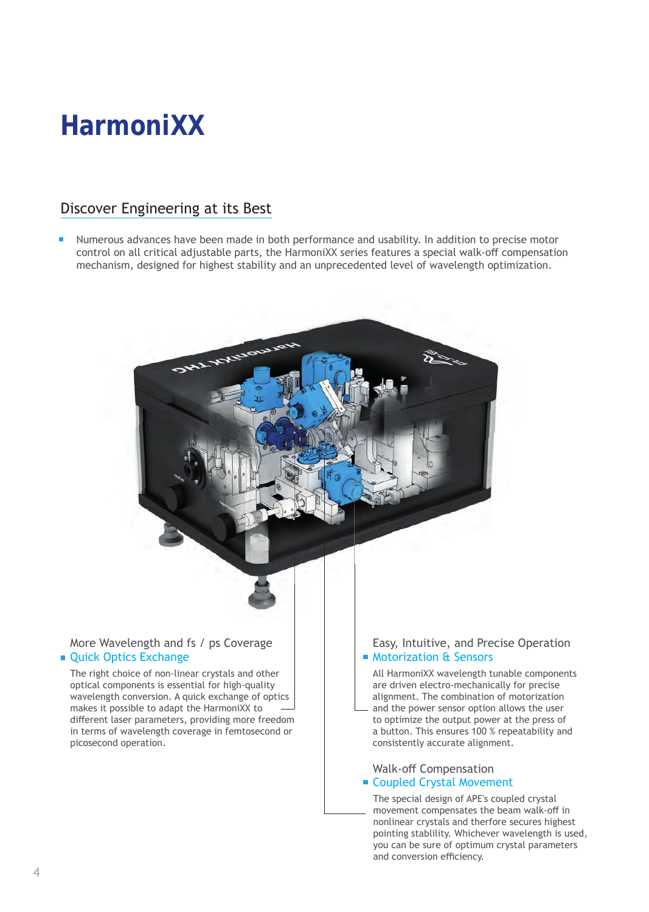# HarmoniXX

## Discover Engineering at its Best

- Numerous advances have been made in both performance and usability. In addition to precise motor control on all critical adjustable parts, the HarmoniXX series features a special walk-off compensation mechanism, designed for highest stability and an unprecedented level of wavelength optimization.

### More Wavelength and fs / ps Coverage

- Quick Optics Exchange

The right choice of non-linear crystals and other optical components is essential for high-quality wavelength conversion. A quick exchange of optics makes it possible to adapt the HarmoniXX to different laser parameters, providing more freedom in terms of wavelength coverage in femtosecond or picosecond operation.

### Easy, Intuitive, and Precise Operation

- Motorization & Sensors

All HarmoniXX wavelength tunable components are driven electro-mechanically for precise alignment. The combination of motorization and the power sensor option allows the user to optimize the output power at the press of a button. This ensures 100 % repeatability and consistently accurate alignment.

### Walk-off Compensation

- Coupled Crystal Movement

The special design of APE's coupled crystal movement compensates the beam walk-off in nonlinear crystals and therfore secures highest pointing stablility. Whichever wavelength is used, you can be sure of optimum crystal parameters and conversion efficiency.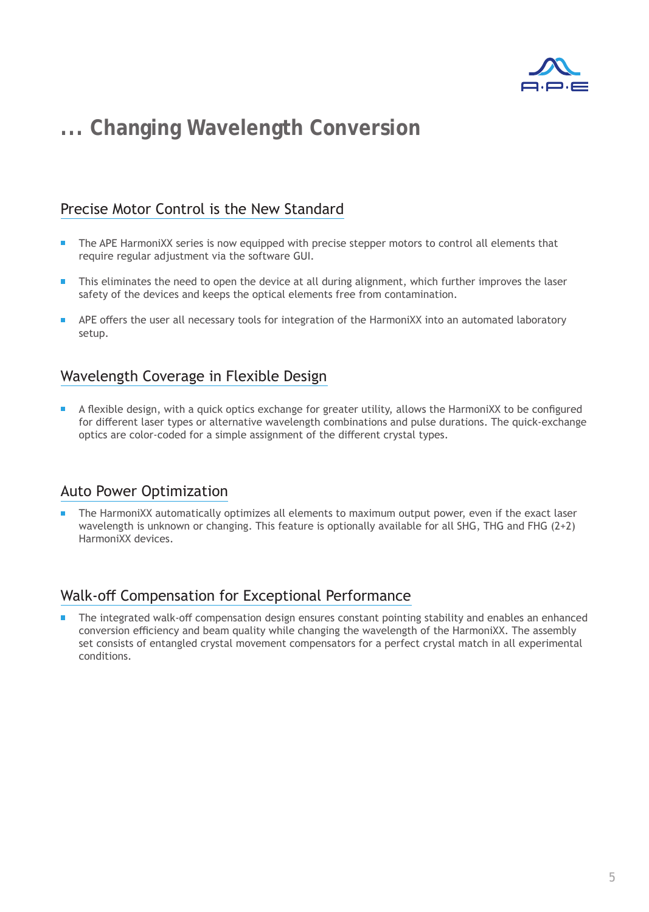# ... Changing Wavelength Conversion

## Precise Motor Control is the New Standard

- The APE HarmoniXX series is now equipped with precise stepper motors to control all elements that require regular adjustment via the software GUI.
- This eliminates the need to open the device at all during alignment, which further improves the laser safety of the devices and keeps the optical elements free from contamination.
- APE offers the user all necessary tools for integration of the HarmoniXX into an automated laboratory setup.

## Wavelength Coverage in Flexible Design

- A flexible design, with a quick optics exchange for greater utility, allows the HarmoniXX to be configured for different laser types or alternative wavelength combinations and pulse durations. The quick-exchange optics are color-coded for a simple assignment of the different crystal types.

## Auto Power Optimization

- The HarmoniXX automatically optimizes all elements to maximum output power, even if the exact laser wavelength is unknown or changing. This feature is optionally available for all SHG, THG and FHG (2+2) HarmoniXX devices.

## Walk-off Compensation for Exceptional Performance

- The integrated walk-off compensation design ensures constant pointing stability and enables an enhanced conversion efficiency and beam quality while changing the wavelength of the HarmoniXX. The assembly set consists of entangled crystal movement compensators for a perfect crystal match in all experimental conditions.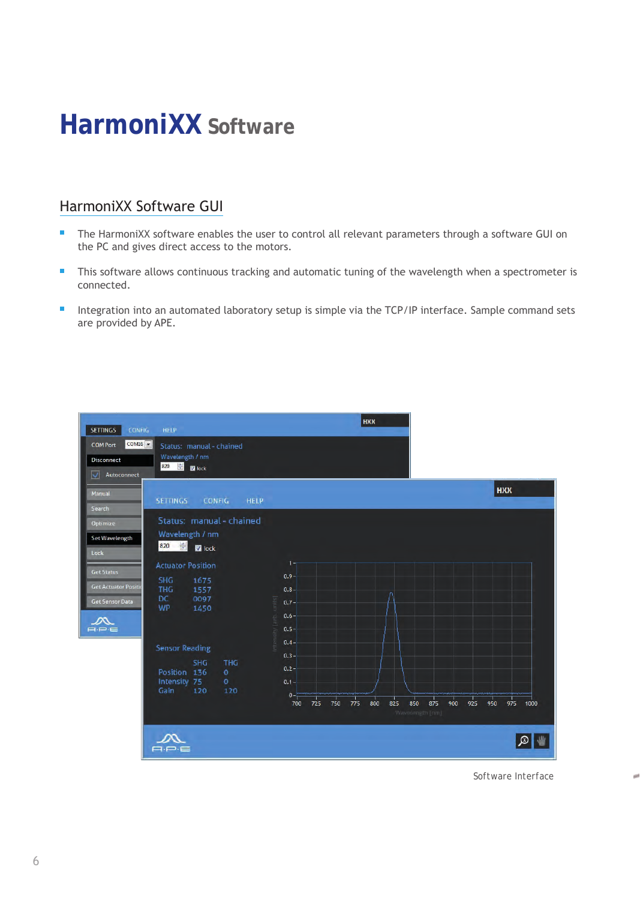# HarmoniXX Software

## HarmoniXX Software GUI

- The HarmoniXX software enables the user to control all relevant parameters through a software GUI on the PC and gives direct access to the motors.
- This software allows continuous tracking and automatic tuning of the wavelength when a spectrometer is connected.
- Integration into an automated laboratory setup is simple via the TCP/IP interface. Sample command sets are provided by APE.

Software Interface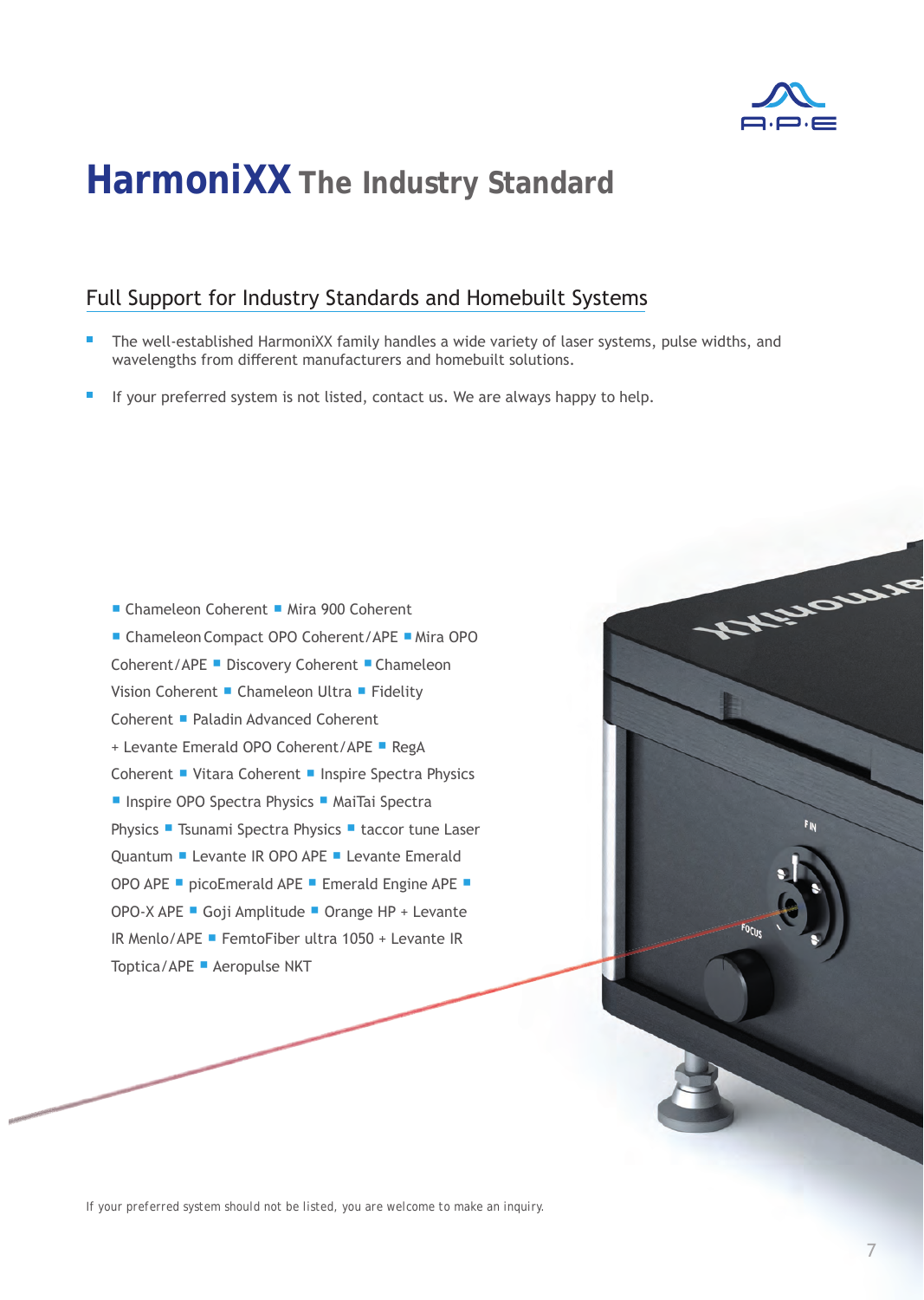# HarmoniXX The Industry Standard

## Full Support for Industry Standards and Homebuilt Systems

- The well-established HarmoniXX family handles a wide variety of laser systems, pulse widths, and wavelengths from different manufacturers and homebuilt solutions.
- If your preferred system is not listed, contact us. We are always happy to help.

■ Chameleon Coherent ■ Mira 900 Coherent ■ Chameleon Compact OPO Coherent/APE ■ Mira OPO Coherent/APE ■ Discovery Coherent ■ Chameleon Vision Coherent ■ Chameleon Ultra ■ Fidelity Coherent ■ Paladin Advanced Coherent + Levante Emerald OPO Coherent/APE ■ RegA Coherent ■ Vitara Coherent ■ Inspire Spectra Physics ■ Inspire OPO Spectra Physics ■ MaiTai Spectra Physics ■ Tsunami Spectra Physics ■ taccor tune Laser Quantum ■ Levante IR OPO APE ■ Levante Emerald OPO APE ■ picoEmerald APE ■ Emerald Engine APE ■ OPO-X APE ■ Goji Amplitude ■ Orange HP + Levante IR Menlo/APE ■ FemtoFiber ultra 1050 + Levante IR Toptica/APE ■ Aeropulse NKT

If your preferred system should not be listed, you are welcome to make an inquiry.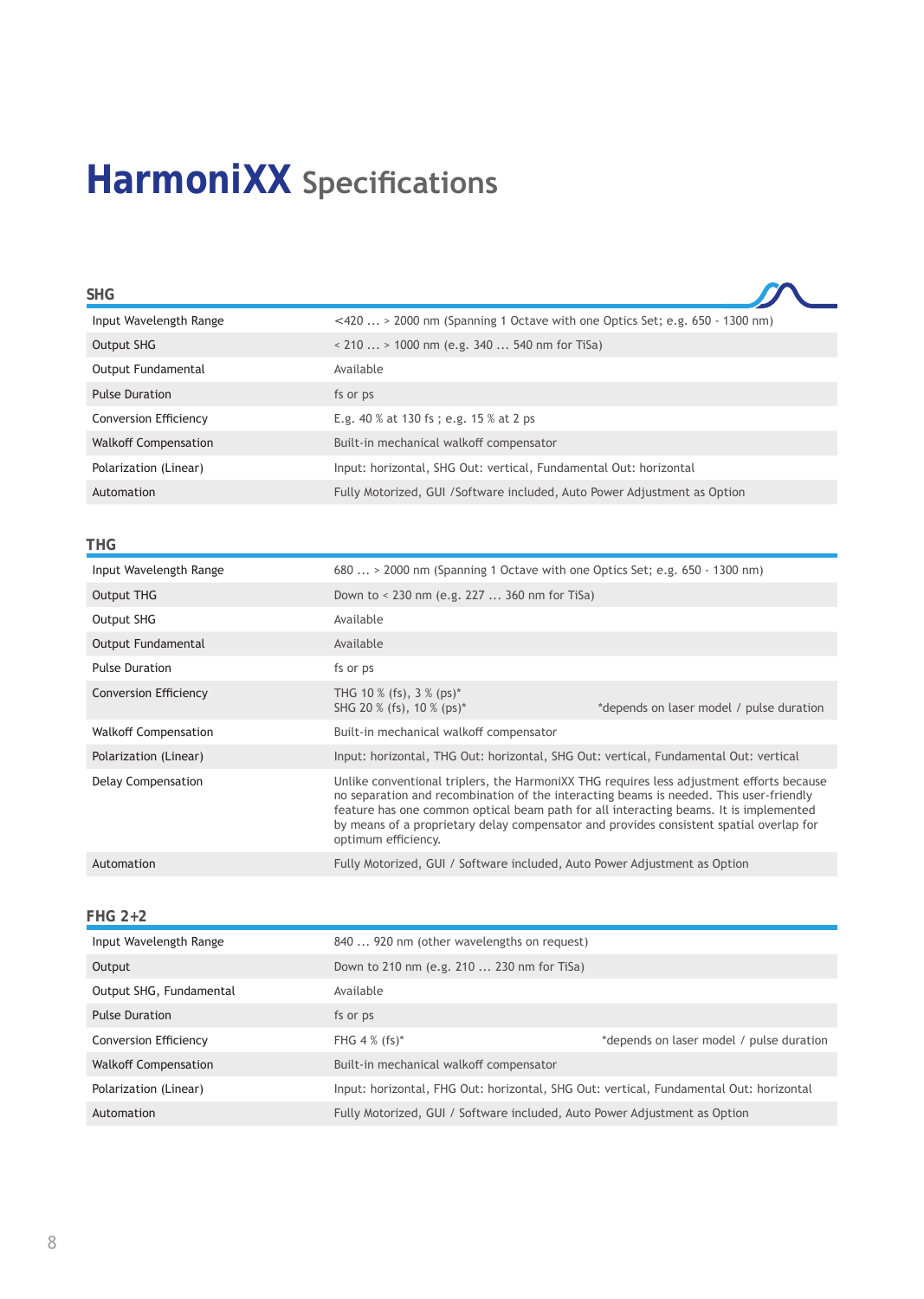# HarmoniXX Specifications

## SHG

| | |
|---|---|
| Input Wavelength Range | <420 … > 2000 nm (Spanning 1 Octave with one Optics Set; e.g. 650 - 1300 nm) |
| Output SHG | < 210 … > 1000 nm (e.g. 340 … 540 nm for TiSa) |
| Output Fundamental | Available |
| Pulse Duration | fs or ps |
| Conversion Efficiency | E.g. 40 % at 130 fs ; e.g. 15 % at 2 ps |
| Walkoff Compensation | Built-in mechanical walkoff compensator |
| Polarization (Linear) | Input: horizontal, SHG Out: vertical, Fundamental Out: horizontal |
| Automation | Fully Motorized, GUI /Software included, Auto Power Adjustment as Option |

## THG

| | | |
|---|---|---|
| Input Wavelength Range | 680 … > 2000 nm (Spanning 1 Octave with one Optics Set; e.g. 650 - 1300 nm) | |
| Output THG | Down to < 230 nm (e.g. 227 … 360 nm for TiSa) | |
| Output SHG | Available | |
| Output Fundamental | Available | |
| Pulse Duration | fs or ps | |
| Conversion Efficiency | THG 10 % (fs), 3 % (ps)*<br>SHG 20 % (fs), 10 % (ps)* | *depends on laser model / pulse duration |
| Walkoff Compensation | Built-in mechanical walkoff compensator | |
| Polarization (Linear) | Input: horizontal, THG Out: horizontal, SHG Out: vertical, Fundamental Out: vertical | |
| Delay Compensation | Unlike conventional triplers, the HarmoniXX THG requires less adjustment efforts because no separation and recombination of the interacting beams is needed. This user-friendly feature has one common optical beam path for all interacting beams. It is implemented by means of a proprietary delay compensator and provides consistent spatial overlap for optimum efficiency. | |
| Automation | Fully Motorized, GUI / Software included, Auto Power Adjustment as Option | |

## FHG 2+2

| | | |
|---|---|---|
| Input Wavelength Range | 840 … 920 nm (other wavelengths on request) | |
| Output | Down to 210 nm (e.g. 210 … 230 nm for TiSa) | |
| Output SHG, Fundamental | Available | |
| Pulse Duration | fs or ps | |
| Conversion Efficiency | FHG 4 % (fs)* | *depends on laser model / pulse duration |
| Walkoff Compensation | Built-in mechanical walkoff compensator | |
| Polarization (Linear) | Input: horizontal, FHG Out: horizontal, SHG Out: vertical, Fundamental Out: horizontal | |
| Automation | Fully Motorized, GUI / Software included, Auto Power Adjustment as Option | |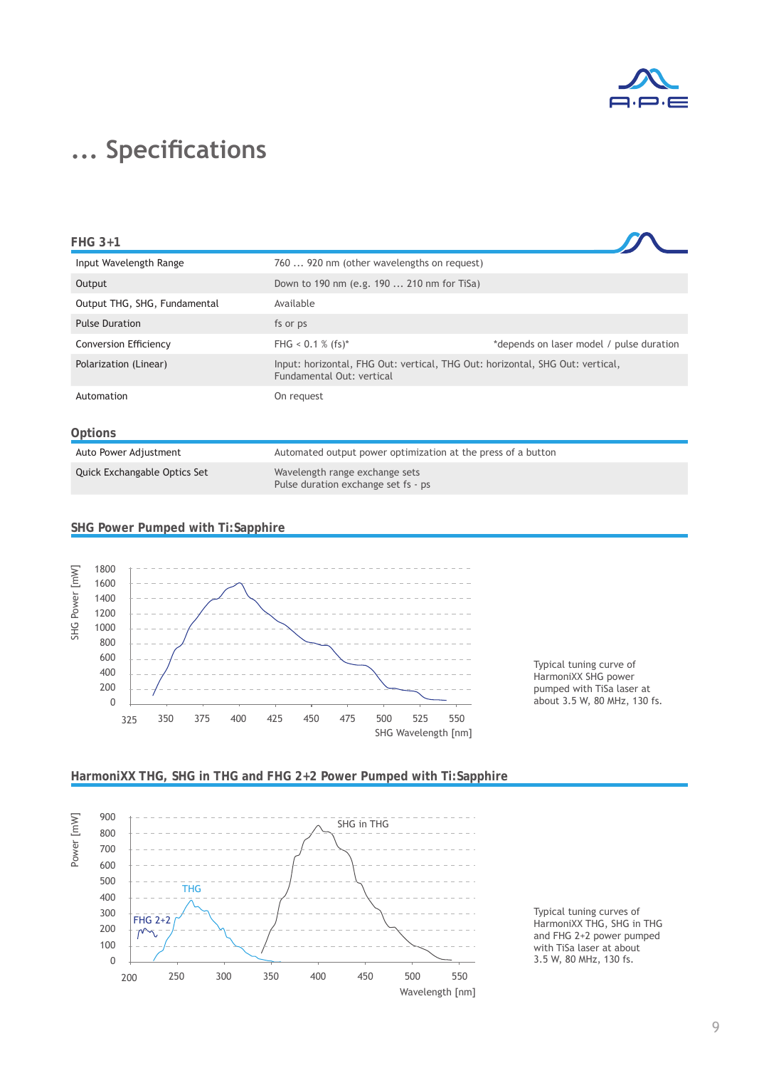# ... Specifications

## FHG 3+1

| | | |
|---|---|---|
| Input Wavelength Range | 760 ... 920 nm (other wavelengths on request) | |
| Output | Down to 190 nm (e.g. 190 ... 210 nm for TiSa) | |
| Output THG, SHG, Fundamental | Available | |
| Pulse Duration | fs or ps | |
| Conversion Efficiency | FHG < 0.1 % (fs)* | *depends on laser model / pulse duration |
| Polarization (Linear) | Input: horizontal, FHG Out: vertical, THG Out: horizontal, SHG Out: vertical, Fundamental Out: vertical | |
| Automation | On request | |

## Options

| | |
|---|---|
| Auto Power Adjustment | Automated output power optimization at the press of a button |
| Quick Exchangable Optics Set | Wavelength range exchange sets<br>Pulse duration exchange set fs - ps |

## SHG Power Pumped with Ti:Sapphire

Typical tuning curve of HarmoniXX SHG power pumped with TiSa laser at about 3.5 W, 80 MHz, 130 fs.

## HarmoniXX THG, SHG in THG and FHG 2+2 Power Pumped with Ti:Sapphire

Typical tuning curves of HarmoniXX THG, SHG in THG and FHG 2+2 power pumped with TiSa laser at about 3.5 W, 80 MHz, 130 fs.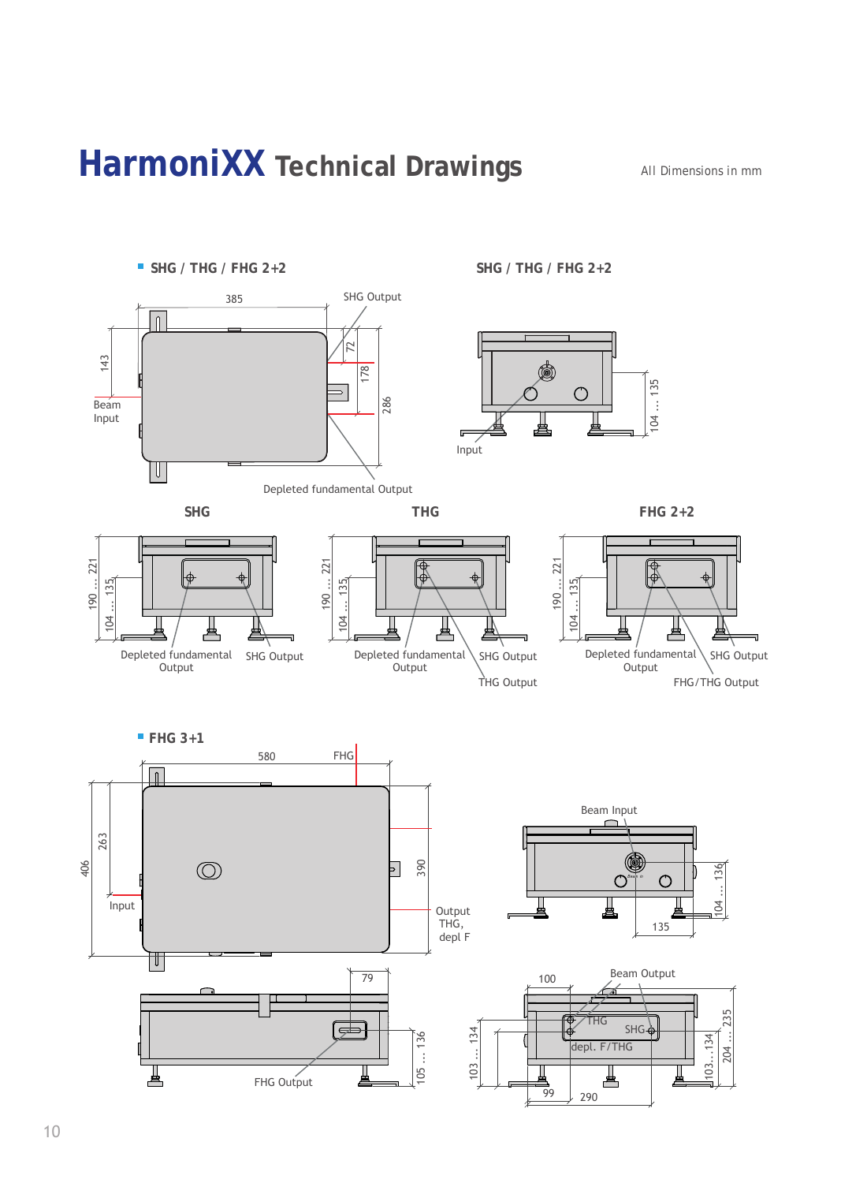# HarmoniXX Technical Drawings

All Dimensions in mm

## SHG / THG / FHG 2+2

385

SHG Output

143

72

178

286

Beam Input

Depleted fundamental Output

## SHG / THG / FHG 2+2

104 ... 135

Input

### SHG

190 ... 221

104 ... 135

Depleted fundamental Output

SHG Output

### THG

190 ... 221

104 ... 135

Depleted fundamental Output

SHG Output

THG Output

### FHG 2+2

190 ... 221

104 ... 135

Depleted fundamental Output

SHG Output

FHG/THG Output

## FHG 3+1

580

FHG

406

263

390

Input

Output THG, depl F

Beam Input

104 ... 136

135

79

105 ... 136

FHG Output

100

Beam Output

THG

SHG

depl. F/THG

103 ... 134

103...134

204 ... 235

99

290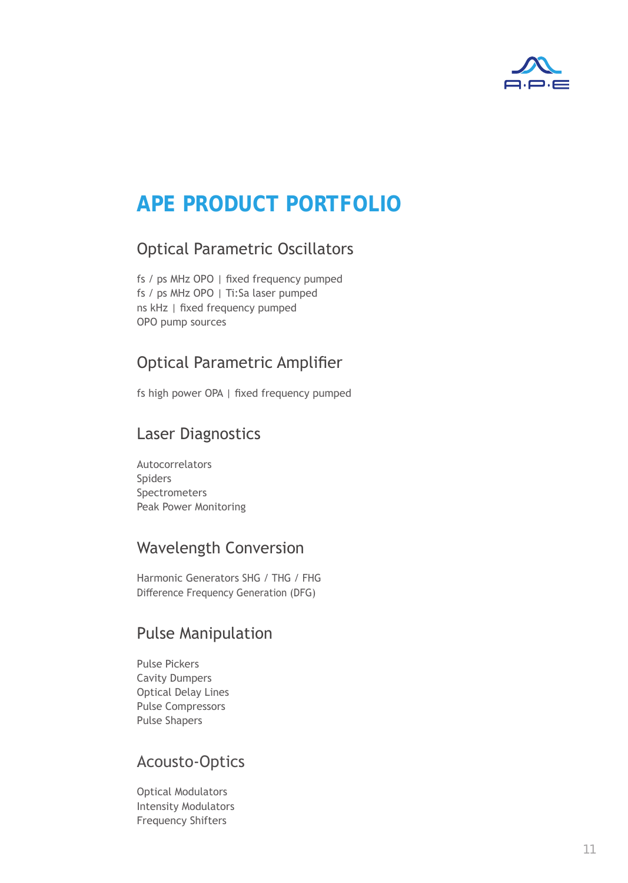# APE PRODUCT PORTFOLIO

## Optical Parametric Oscillators

fs / ps MHz OPO | fixed frequency pumped
fs / ps MHz OPO | Ti:Sa laser pumped
ns kHz | fixed frequency pumped
OPO pump sources

## Optical Parametric Amplifier

fs high power OPA | fixed frequency pumped

## Laser Diagnostics

Autocorrelators
Spiders
Spectrometers
Peak Power Monitoring

## Wavelength Conversion

Harmonic Generators SHG / THG / FHG
Difference Frequency Generation (DFG)

## Pulse Manipulation

Pulse Pickers
Cavity Dumpers
Optical Delay Lines
Pulse Compressors
Pulse Shapers

## Acousto-Optics

Optical Modulators
Intensity Modulators
Frequency Shifters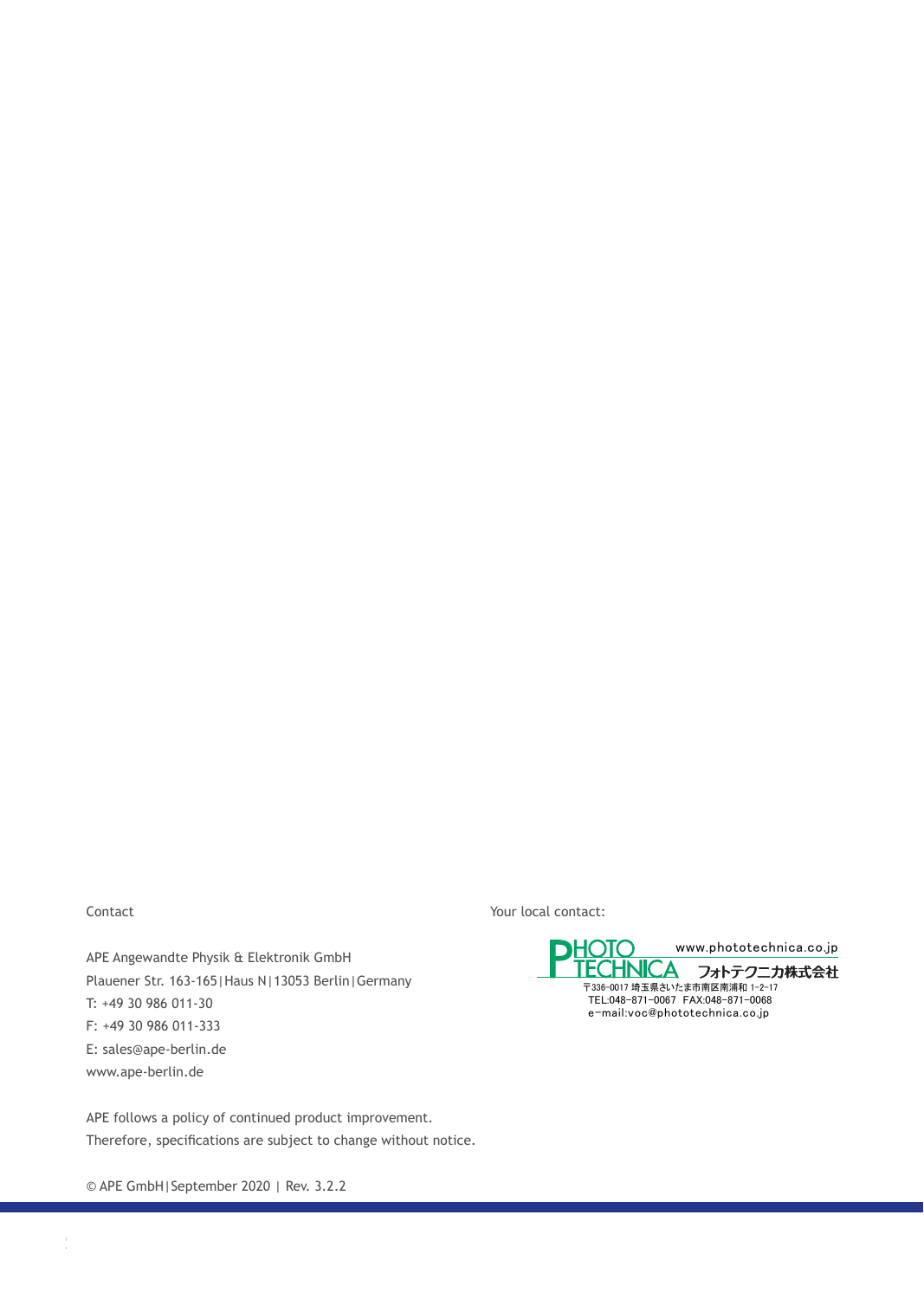Contact

APE Angewandte Physik & Elektronik GmbH
Plauener Str. 163-165 | Haus N | 13053 Berlin | Germany
T: +49 30 986 011-30
F: +49 30 986 011-333
E: sales@ape-berlin.de
www.ape-berlin.de

APE follows a policy of continued product improvement.
Therefore, specifications are subject to change without notice.

© APE GmbH | September 2020 | Rev. 3.2.2

Your local contact:

PHOTO TECHNICA
www.phototechnica.co.jp
フォトテクニカ株式会社
〒336-0017 埼玉県さいたま市南区南浦和 1-2-17
TEL:048-871-0067 FAX:048-871-0068
e-mail:voc@phototechnica.co.jp